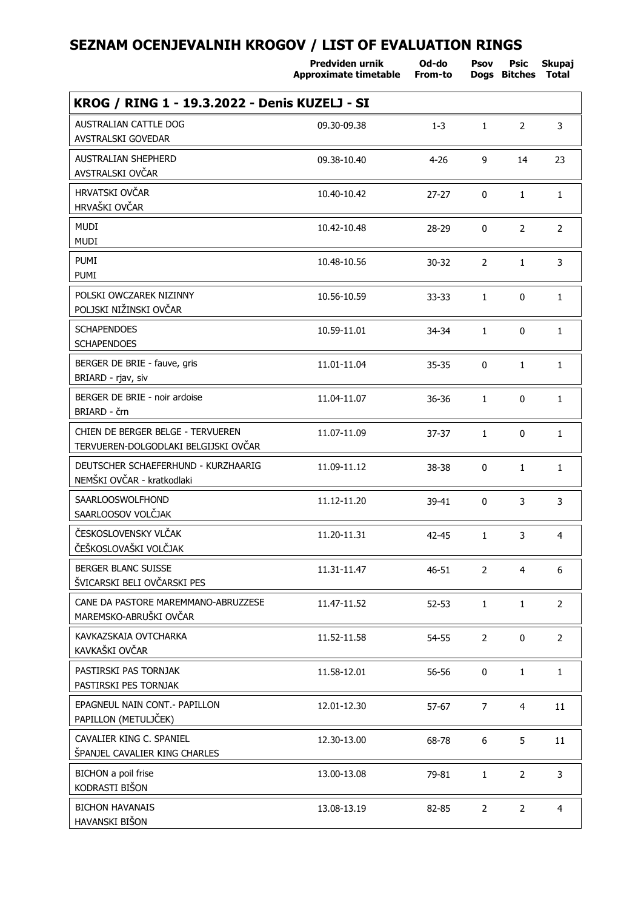# SEZNAM OCENJEVALNIH KROGOV / LIST OF EVALUATION RINGS

| | Predviden urnik Approximate timetable | Od-do From-to | Psov Dogs | Psic Bitches | Skupaj Total |
|---|---|---|---|---|---|
| **KROG / RING 1 - 19.3.2022 - Denis KUZELJ - SI** | | | | | |
| AUSTRALIAN CATTLE DOG<br>AVSTRALSKI GOVEDAR | 09.30-09.38 | 1-3 | 1 | 2 | 3 |
| AUSTRALIAN SHEPHERD<br>AVSTRALSKI OVČAR | 09.38-10.40 | 4-26 | 9 | 14 | 23 |
| HRVATSKI OVČAR<br>HRVAŠKI OVČAR | 10.40-10.42 | 27-27 | 0 | 1 | 1 |
| MUDI<br>MUDI | 10.42-10.48 | 28-29 | 0 | 2 | 2 |
| PUMI<br>PUMI | 10.48-10.56 | 30-32 | 2 | 1 | 3 |
| POLSKI OWCZAREK NIZINNY<br>POLJSKI NIŽINSKI OVČAR | 10.56-10.59 | 33-33 | 1 | 0 | 1 |
| SCHAPENDOES<br>SCHAPENDOES | 10.59-11.01 | 34-34 | 1 | 0 | 1 |
| BERGER DE BRIE - fauve, gris<br>BRIARD - rjav, siv | 11.01-11.04 | 35-35 | 0 | 1 | 1 |
| BERGER DE BRIE - noir ardoise<br>BRIARD - črn | 11.04-11.07 | 36-36 | 1 | 0 | 1 |
| CHIEN DE BERGER BELGE - TERVUEREN<br>TERVUEREN-DOLGODLAKI BELGIJSKI OVČAR | 11.07-11.09 | 37-37 | 1 | 0 | 1 |
| DEUTSCHER SCHAEFERHUND - KURZHAARIG<br>NEMŠKI OVČAR - kratkodlaki | 11.09-11.12 | 38-38 | 0 | 1 | 1 |
| SAARLOOSWOLFHOND<br>SAARLOOSOV VOLČJAK | 11.12-11.20 | 39-41 | 0 | 3 | 3 |
| ČESKOSLOVENSKY VLČAK<br>ČEŠKOSLOVAŠKI VOLČJAK | 11.20-11.31 | 42-45 | 1 | 3 | 4 |
| BERGER BLANC SUISSE<br>ŠVICARSKI BELI OVČARSKI PES | 11.31-11.47 | 46-51 | 2 | 4 | 6 |
| CANE DA PASTORE MAREMMANO-ABRUZZESE<br>MAREMSKO-ABRUŠKI OVČAR | 11.47-11.52 | 52-53 | 1 | 1 | 2 |
| KAVKAZSKAIA OVTCHARKA<br>KAVKAŠKI OVČAR | 11.52-11.58 | 54-55 | 2 | 0 | 2 |
| PASTIRSKI PAS TORNJAK<br>PASTIRSKI PES TORNJAK | 11.58-12.01 | 56-56 | 0 | 1 | 1 |
| EPAGNEUL NAIN CONT.- PAPILLON<br>PAPILLON (METULJČEK) | 12.01-12.30 | 57-67 | 7 | 4 | 11 |
| CAVALIER KING C. SPANIEL<br>ŠPANJEL CAVALIER KING CHARLES | 12.30-13.00 | 68-78 | 6 | 5 | 11 |
| BICHON a poil frise<br>KODRASTI BIŠON | 13.00-13.08 | 79-81 | 1 | 2 | 3 |
| BICHON HAVANAIS<br>HAVANSKI BIŠON | 13.08-13.19 | 82-85 | 2 | 2 | 4 |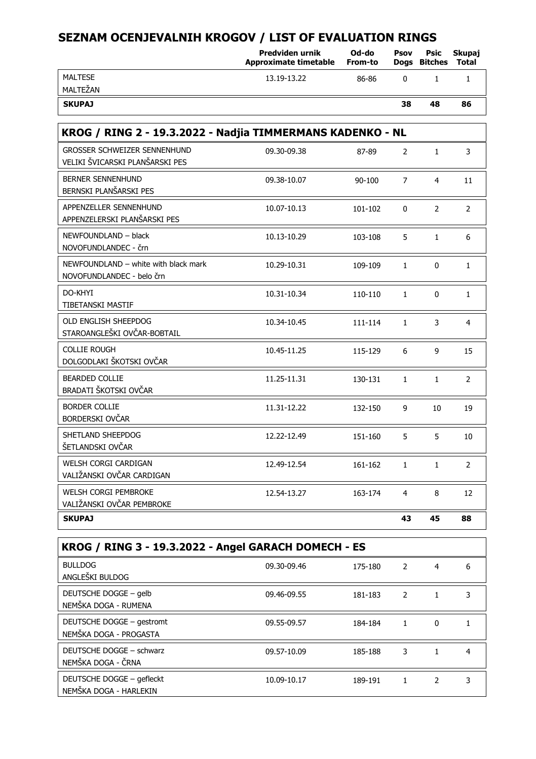# SEZNAM OCENJEVALNIH KROGOV / LIST OF EVALUATION RINGS

| | Predviden urnik Approximate timetable | Od-do From-to | Psov Dogs | Psic Bitches | Skupaj Total |
|---|---|---|---|---|---|
| MALTESE<br>MALTEŽAN | 13.19-13.22 | 86-86 | 0 | 1 | 1 |
| **SKUPAJ** | | | **38** | **48** | **86** |

## KROG / RING 2 - 19.3.2022 - Nadjia TIMMERMANS KADENKO - NL

| | Predviden urnik Approximate timetable | Od-do From-to | Psov Dogs | Psic Bitches | Skupaj Total |
|---|---|---|---|---|---|
| GROSSER SCHWEIZER SENNENHUND<br>VELIKI ŠVICARSKI PLANŠARSKI PES | 09.30-09.38 | 87-89 | 2 | 1 | 3 |
| BERNER SENNENHUND<br>BERNSKI PLANŠARSKI PES | 09.38-10.07 | 90-100 | 7 | 4 | 11 |
| APPENZELLER SENNENHUND<br>APPENZELERSKI PLANŠARSKI PES | 10.07-10.13 | 101-102 | 0 | 2 | 2 |
| NEWFOUNDLAND – black<br>NOVOFUNDLANDEC - črn | 10.13-10.29 | 103-108 | 5 | 1 | 6 |
| NEWFOUNDLAND – white with black mark<br>NOVOFUNDLANDEC - belo črn | 10.29-10.31 | 109-109 | 1 | 0 | 1 |
| DO-KHYI<br>TIBETANSKI MASTIF | 10.31-10.34 | 110-110 | 1 | 0 | 1 |
| OLD ENGLISH SHEEPDOG<br>STAROANGLEŠKI OVČAR-BOBTAIL | 10.34-10.45 | 111-114 | 1 | 3 | 4 |
| COLLIE ROUGH<br>DOLGODLAKI ŠKOTSKI OVČAR | 10.45-11.25 | 115-129 | 6 | 9 | 15 |
| BEARDED COLLIE<br>BRADATI ŠKOTSKI OVČAR | 11.25-11.31 | 130-131 | 1 | 1 | 2 |
| BORDER COLLIE<br>BORDERSKI OVČAR | 11.31-12.22 | 132-150 | 9 | 10 | 19 |
| SHETLAND SHEEPDOG<br>ŠETLANDSKI OVČAR | 12.22-12.49 | 151-160 | 5 | 5 | 10 |
| WELSH CORGI CARDIGAN<br>VALIŽANSKI OVČAR CARDIGAN | 12.49-12.54 | 161-162 | 1 | 1 | 2 |
| WELSH CORGI PEMBROKE<br>VALIŽANSKI OVČAR PEMBROKE | 12.54-13.27 | 163-174 | 4 | 8 | 12 |
| **SKUPAJ** | | | **43** | **45** | **88** |

## KROG / RING 3 - 19.3.2022 - Angel GARACH DOMECH - ES

| | Predviden urnik Approximate timetable | Od-do From-to | Psov Dogs | Psic Bitches | Skupaj Total |
|---|---|---|---|---|---|
| BULLDOG<br>ANGLEŠKI BULDOG | 09.30-09.46 | 175-180 | 2 | 4 | 6 |
| DEUTSCHE DOGGE – gelb<br>NEMŠKA DOGA - RUMENA | 09.46-09.55 | 181-183 | 2 | 1 | 3 |
| DEUTSCHE DOGGE – gestromt<br>NEMŠKA DOGA - PROGASTA | 09.55-09.57 | 184-184 | 1 | 0 | 1 |
| DEUTSCHE DOGGE – schwarz<br>NEMŠKA DOGA - ČRNA | 09.57-10.09 | 185-188 | 3 | 1 | 4 |
| DEUTSCHE DOGGE – gefleckt<br>NEMŠKA DOGA - HARLEKIN | 10.09-10.17 | 189-191 | 1 | 2 | 3 |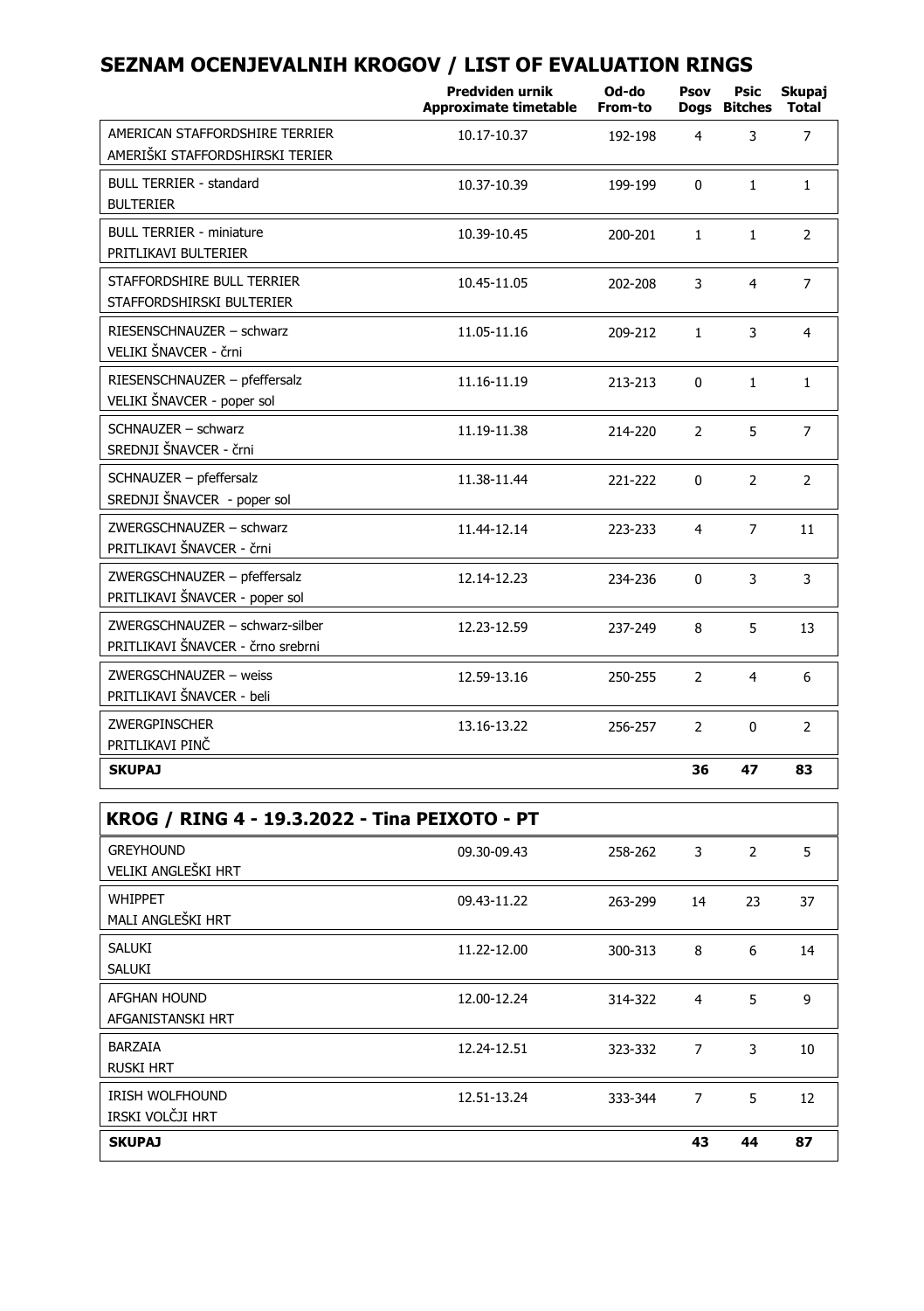# SEZNAM OCENJEVALNIH KROGOV / LIST OF EVALUATION RINGS

| | Predviden urnik Approximate timetable | Od-do From-to | Psov Dogs | Psic Bitches | Skupaj Total |
|---|---|---|---|---|---|
| AMERICAN STAFFORDSHIRE TERRIER AMERIŠKI STAFFORDSHIRSKI TERIER | 10.17-10.37 | 192-198 | 4 | 3 | 7 |
| BULL TERRIER - standard BULTERIER | 10.37-10.39 | 199-199 | 0 | 1 | 1 |
| BULL TERRIER - miniature PRITLIKAVI BULTERIER | 10.39-10.45 | 200-201 | 1 | 1 | 2 |
| STAFFORDSHIRE BULL TERRIER STAFFORDSHIRSKI BULTERIER | 10.45-11.05 | 202-208 | 3 | 4 | 7 |
| RIESENSCHNAUZER – schwarz VELIKI ŠNAVCER - črni | 11.05-11.16 | 209-212 | 1 | 3 | 4 |
| RIESENSCHNAUZER – pfeffersalz VELIKI ŠNAVCER - poper sol | 11.16-11.19 | 213-213 | 0 | 1 | 1 |
| SCHNAUZER – schwarz SREDNJI ŠNAVCER - črni | 11.19-11.38 | 214-220 | 2 | 5 | 7 |
| SCHNAUZER – pfeffersalz SREDNJI ŠNAVCER - poper sol | 11.38-11.44 | 221-222 | 0 | 2 | 2 |
| ZWERGSCHNAUZER – schwarz PRITLIKAVI ŠNAVCER - črni | 11.44-12.14 | 223-233 | 4 | 7 | 11 |
| ZWERGSCHNAUZER – pfeffersalz PRITLIKAVI ŠNAVCER - poper sol | 12.14-12.23 | 234-236 | 0 | 3 | 3 |
| ZWERGSCHNAUZER – schwarz-silber PRITLIKAVI ŠNAVCER - črno srebrni | 12.23-12.59 | 237-249 | 8 | 5 | 13 |
| ZWERGSCHNAUZER – weiss PRITLIKAVI ŠNAVCER - beli | 12.59-13.16 | 250-255 | 2 | 4 | 6 |
| ZWERGPINSCHER PRITLIKAVI PINČ | 13.16-13.22 | 256-257 | 2 | 0 | 2 |
| **SKUPAJ** | | | **36** | **47** | **83** |

## KROG / RING 4 - 19.3.2022 - Tina PEIXOTO - PT

| | Predviden urnik Approximate timetable | Od-do From-to | Psov Dogs | Psic Bitches | Skupaj Total |
|---|---|---|---|---|---|
| GREYHOUND VELIKI ANGLEŠKI HRT | 09.30-09.43 | 258-262 | 3 | 2 | 5 |
| WHIPPET MALI ANGLEŠKI HRT | 09.43-11.22 | 263-299 | 14 | 23 | 37 |
| SALUKI SALUKI | 11.22-12.00 | 300-313 | 8 | 6 | 14 |
| AFGHAN HOUND AFGANISTANSKI HRT | 12.00-12.24 | 314-322 | 4 | 5 | 9 |
| BARZAIA RUSKI HRT | 12.24-12.51 | 323-332 | 7 | 3 | 10 |
| IRISH WOLFHOUND IRSKI VOLČJI HRT | 12.51-13.24 | 333-344 | 7 | 5 | 12 |
| **SKUPAJ** | | | **43** | **44** | **87** |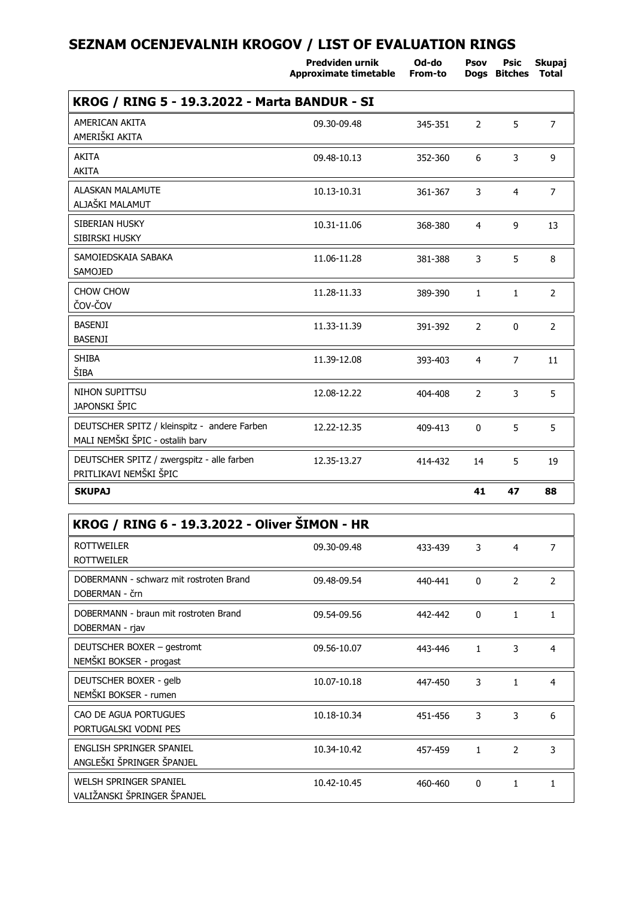# SEZNAM OCENJEVALNIH KROGOV / LIST OF EVALUATION RINGS

## KROG / RING 5 - 19.3.2022 - Marta BANDUR - SI

| | Predviden urnik Approximate timetable | Od-do From-to | Psov Dogs | Psic Bitches | Skupaj Total |
|---|---|---|---|---|---|
| AMERICAN AKITA<br>AMERIŠKI AKITA | 09.30-09.48 | 345-351 | 2 | 5 | 7 |
| AKITA<br>AKITA | 09.48-10.13 | 352-360 | 6 | 3 | 9 |
| ALASKAN MALAMUTE<br>ALJAŠKI MALAMUT | 10.13-10.31 | 361-367 | 3 | 4 | 7 |
| SIBERIAN HUSKY<br>SIBIRSKI HUSKY | 10.31-11.06 | 368-380 | 4 | 9 | 13 |
| SAMOIEDSKAIA SABAKA<br>SAMOJED | 11.06-11.28 | 381-388 | 3 | 5 | 8 |
| CHOW CHOW<br>ČOV-ČOV | 11.28-11.33 | 389-390 | 1 | 1 | 2 |
| BASENJI<br>BASENJI | 11.33-11.39 | 391-392 | 2 | 0 | 2 |
| SHIBA<br>ŠIBA | 11.39-12.08 | 393-403 | 4 | 7 | 11 |
| NIHON SUPITTSU<br>JAPONSKI ŠPIC | 12.08-12.22 | 404-408 | 2 | 3 | 5 |
| DEUTSCHER SPITZ / kleinspitz - andere Farben<br>MALI NEMŠKI ŠPIC - ostalih barv | 12.22-12.35 | 409-413 | 0 | 5 | 5 |
| DEUTSCHER SPITZ / zwergspitz - alle farben<br>PRITLIKAVI NEMŠKI ŠPIC | 12.35-13.27 | 414-432 | 14 | 5 | 19 |
| **SKUPAJ** | | | **41** | **47** | **88** |

## KROG / RING 6 - 19.3.2022 - Oliver ŠIMON - HR

| | Predviden urnik Approximate timetable | Od-do From-to | Psov Dogs | Psic Bitches | Skupaj Total |
|---|---|---|---|---|---|
| ROTTWEILER<br>ROTTWEILER | 09.30-09.48 | 433-439 | 3 | 4 | 7 |
| DOBERMANN - schwarz mit rostroten Brand<br>DOBERMAN - črn | 09.48-09.54 | 440-441 | 0 | 2 | 2 |
| DOBERMANN - braun mit rostroten Brand<br>DOBERMAN - rjav | 09.54-09.56 | 442-442 | 0 | 1 | 1 |
| DEUTSCHER BOXER – gestromt<br>NEMŠKI BOKSER - progast | 09.56-10.07 | 443-446 | 1 | 3 | 4 |
| DEUTSCHER BOXER - gelb<br>NEMŠKI BOKSER - rumen | 10.07-10.18 | 447-450 | 3 | 1 | 4 |
| CAO DE AGUA PORTUGUES<br>PORTUGALSKI VODNI PES | 10.18-10.34 | 451-456 | 3 | 3 | 6 |
| ENGLISH SPRINGER SPANIEL<br>ANGLEŠKI ŠPRINGER ŠPANJEL | 10.34-10.42 | 457-459 | 1 | 2 | 3 |
| WELSH SPRINGER SPANIEL<br>VALIŽANSKI ŠPRINGER ŠPANJEL | 10.42-10.45 | 460-460 | 0 | 1 | 1 |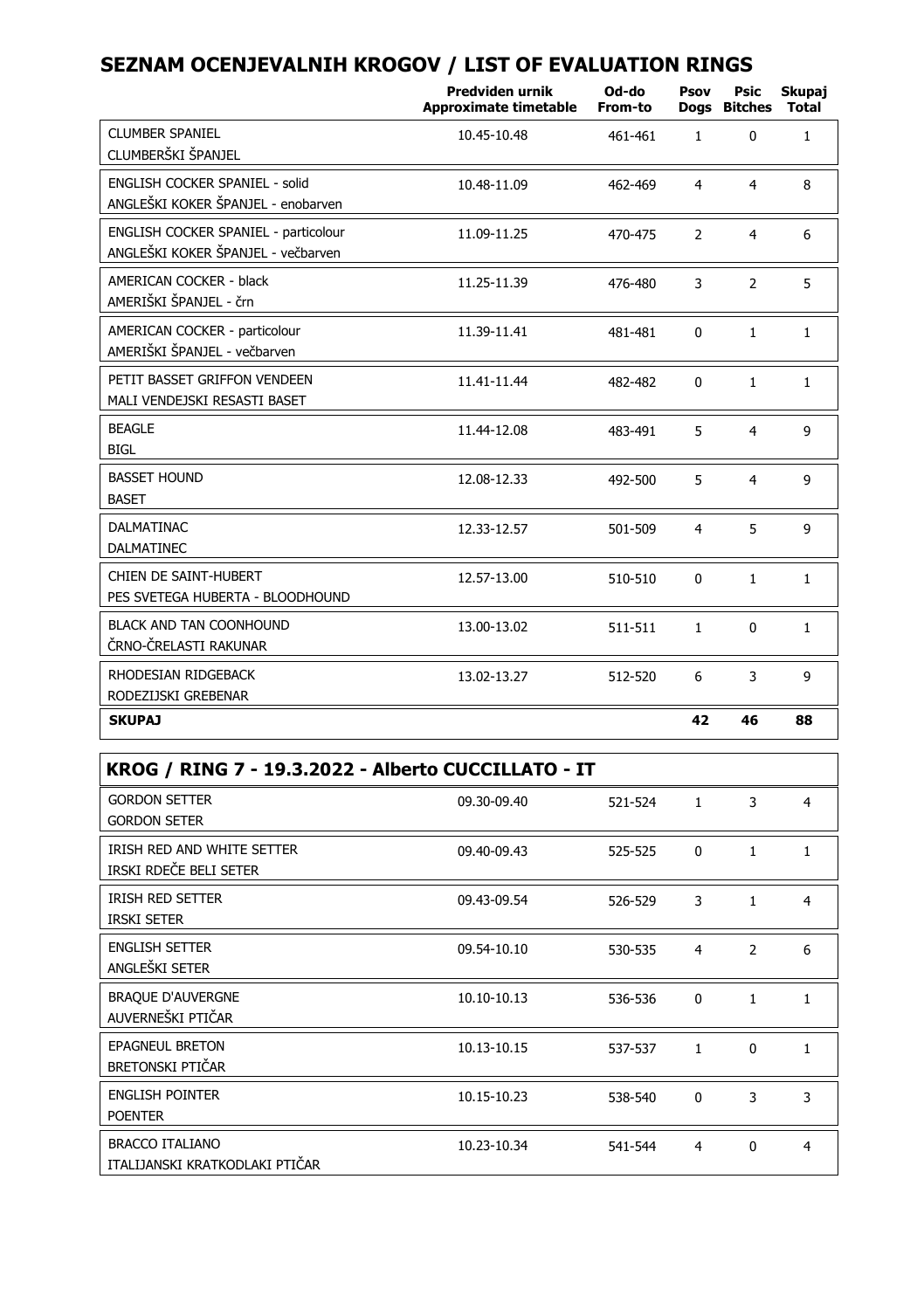# SEZNAM OCENJEVALNIH KROGOV / LIST OF EVALUATION RINGS

| | Predviden urnik Approximate timetable | Od-do From-to | Psov Dogs | Psic Bitches | Skupaj Total |
|---|---|---|---|---|---|
| CLUMBER SPANIEL<br>CLUMBERŠKI ŠPANJEL | 10.45-10.48 | 461-461 | 1 | 0 | 1 |
| ENGLISH COCKER SPANIEL - solid<br>ANGLEŠKI KOKER ŠPANJEL - enobarven | 10.48-11.09 | 462-469 | 4 | 4 | 8 |
| ENGLISH COCKER SPANIEL - particolour<br>ANGLEŠKI KOKER ŠPANJEL - večbarven | 11.09-11.25 | 470-475 | 2 | 4 | 6 |
| AMERICAN COCKER - black<br>AMERIŠKI ŠPANJEL - črn | 11.25-11.39 | 476-480 | 3 | 2 | 5 |
| AMERICAN COCKER - particolour<br>AMERIŠKI ŠPANJEL - večbarven | 11.39-11.41 | 481-481 | 0 | 1 | 1 |
| PETIT BASSET GRIFFON VENDEEN<br>MALI VENDEJSKI RESASTI BASET | 11.41-11.44 | 482-482 | 0 | 1 | 1 |
| BEAGLE<br>BIGL | 11.44-12.08 | 483-491 | 5 | 4 | 9 |
| BASSET HOUND<br>BASET | 12.08-12.33 | 492-500 | 5 | 4 | 9 |
| DALMATINAC<br>DALMATINEC | 12.33-12.57 | 501-509 | 4 | 5 | 9 |
| CHIEN DE SAINT-HUBERT<br>PES SVETEGA HUBERTA - BLOODHOUND | 12.57-13.00 | 510-510 | 0 | 1 | 1 |
| BLACK AND TAN COONHOUND<br>ČRNO-ČRELASTI RAKUNAR | 13.00-13.02 | 511-511 | 1 | 0 | 1 |
| RHODESIAN RIDGEBACK<br>RODEZIJSKI GREBENAR | 13.02-13.27 | 512-520 | 6 | 3 | 9 |
| **SKUPAJ** | | | **42** | **46** | **88** |

## KROG / RING 7 - 19.3.2022 - Alberto CUCCILLATO - IT

| | Predviden urnik Approximate timetable | Od-do From-to | Psov Dogs | Psic Bitches | Skupaj Total |
|---|---|---|---|---|---|
| GORDON SETTER<br>GORDON SETER | 09.30-09.40 | 521-524 | 1 | 3 | 4 |
| IRISH RED AND WHITE SETTER<br>IRSKI RDEČE BELI SETER | 09.40-09.43 | 525-525 | 0 | 1 | 1 |
| IRISH RED SETTER<br>IRSKI SETER | 09.43-09.54 | 526-529 | 3 | 1 | 4 |
| ENGLISH SETTER<br>ANGLEŠKI SETER | 09.54-10.10 | 530-535 | 4 | 2 | 6 |
| BRAQUE D'AUVERGNE<br>AUVERNEŠKI PTIČAR | 10.10-10.13 | 536-536 | 0 | 1 | 1 |
| EPAGNEUL BRETON<br>BRETONSKI PTIČAR | 10.13-10.15 | 537-537 | 1 | 0 | 1 |
| ENGLISH POINTER<br>POENTER | 10.15-10.23 | 538-540 | 0 | 3 | 3 |
| BRACCO ITALIANO<br>ITALIJANSKI KRATKODLAKI PTIČAR | 10.23-10.34 | 541-544 | 4 | 0 | 4 |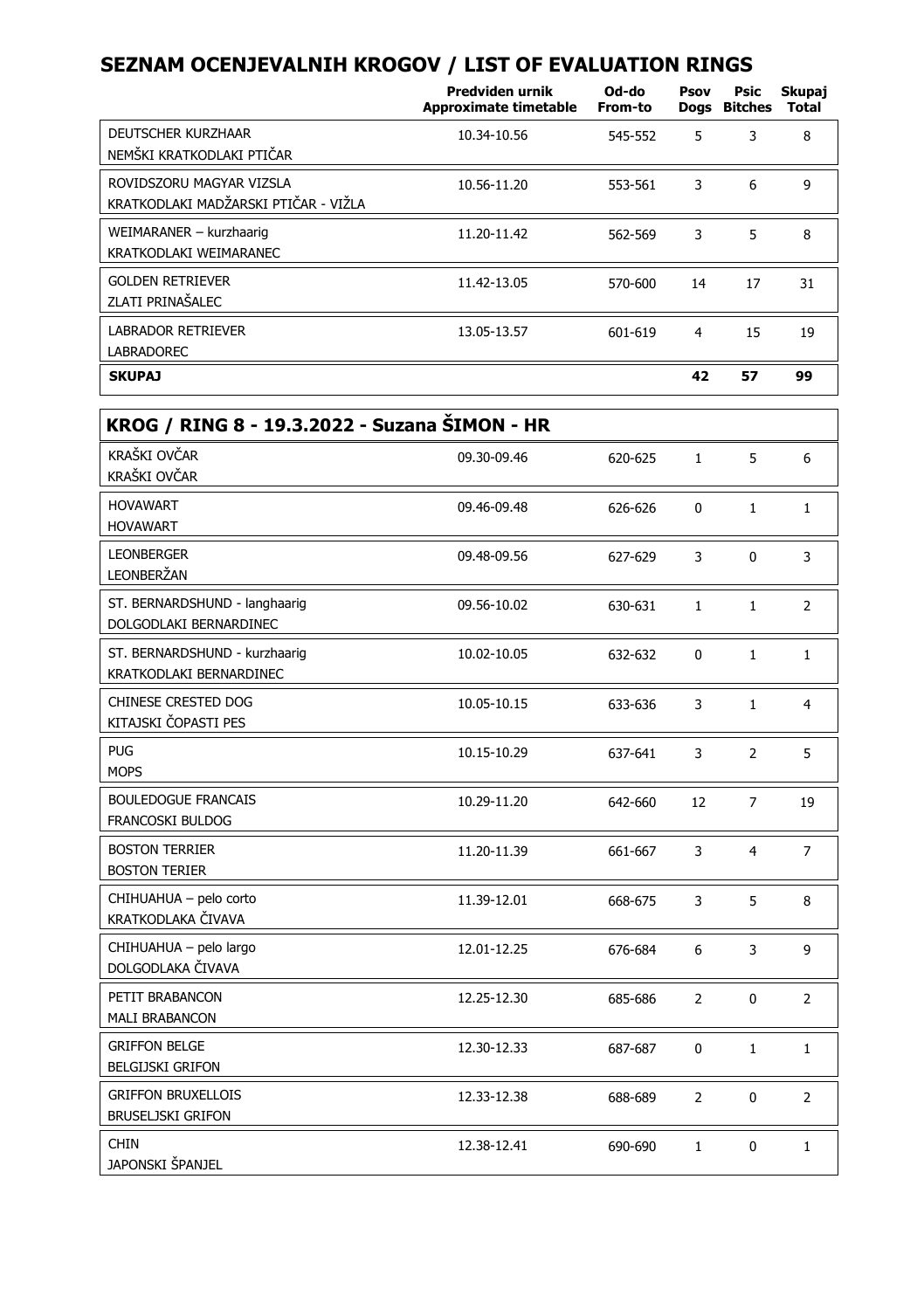# SEZNAM OCENJEVALNIH KROGOV / LIST OF EVALUATION RINGS

| | Predviden urnik Approximate timetable | Od-do From-to | Psov Dogs | Psic Bitches | Skupaj Total |
|---|---|---|---|---|---|
| DEUTSCHER KURZHAAR NEMŠKI KRATKODLAKI PTIČAR | 10.34-10.56 | 545-552 | 5 | 3 | 8 |
| ROVIDSZORU MAGYAR VIZSLA KRATKODLAKI MADŽARSKI PTIČAR - VIŽLA | 10.56-11.20 | 553-561 | 3 | 6 | 9 |
| WEIMARANER – kurzhaarig KRATKODLAKI WEIMARANEC | 11.20-11.42 | 562-569 | 3 | 5 | 8 |
| GOLDEN RETRIEVER ZLATI PRINAŠALEC | 11.42-13.05 | 570-600 | 14 | 17 | 31 |
| LABRADOR RETRIEVER LABRADOREC | 13.05-13.57 | 601-619 | 4 | 15 | 19 |
| **SKUPAJ** | | | **42** | **57** | **99** |

## KROG / RING 8 - 19.3.2022 - Suzana ŠIMON - HR

| | Predviden urnik Approximate timetable | Od-do From-to | Psov Dogs | Psic Bitches | Skupaj Total |
|---|---|---|---|---|---|
| KRAŠKI OVČAR KRAŠKI OVČAR | 09.30-09.46 | 620-625 | 1 | 5 | 6 |
| HOVAWART HOVAWART | 09.46-09.48 | 626-626 | 0 | 1 | 1 |
| LEONBERGER LEONBERŽAN | 09.48-09.56 | 627-629 | 3 | 0 | 3 |
| ST. BERNARDSHUND - langhaarig DOLGODLAKI BERNARDINEC | 09.56-10.02 | 630-631 | 1 | 1 | 2 |
| ST. BERNARDSHUND - kurzhaarig KRATKODLAKI BERNARDINEC | 10.02-10.05 | 632-632 | 0 | 1 | 1 |
| CHINESE CRESTED DOG KITAJSKI ČOPASTI PES | 10.05-10.15 | 633-636 | 3 | 1 | 4 |
| PUG MOPS | 10.15-10.29 | 637-641 | 3 | 2 | 5 |
| BOULEDOGUE FRANCAIS FRANCOSKI BULDOG | 10.29-11.20 | 642-660 | 12 | 7 | 19 |
| BOSTON TERRIER BOSTON TERIER | 11.20-11.39 | 661-667 | 3 | 4 | 7 |
| CHIHUAHUA – pelo corto KRATKODLAKA ČIVAVA | 11.39-12.01 | 668-675 | 3 | 5 | 8 |
| CHIHUAHUA – pelo largo DOLGODLAKA ČIVAVA | 12.01-12.25 | 676-684 | 6 | 3 | 9 |
| PETIT BRABANCON MALI BRABANCON | 12.25-12.30 | 685-686 | 2 | 0 | 2 |
| GRIFFON BELGE BELGIJSKI GRIFON | 12.30-12.33 | 687-687 | 0 | 1 | 1 |
| GRIFFON BRUXELLOIS BRUSELJSKI GRIFON | 12.33-12.38 | 688-689 | 2 | 0 | 2 |
| CHIN JAPONSKI ŠPANJEL | 12.38-12.41 | 690-690 | 1 | 0 | 1 |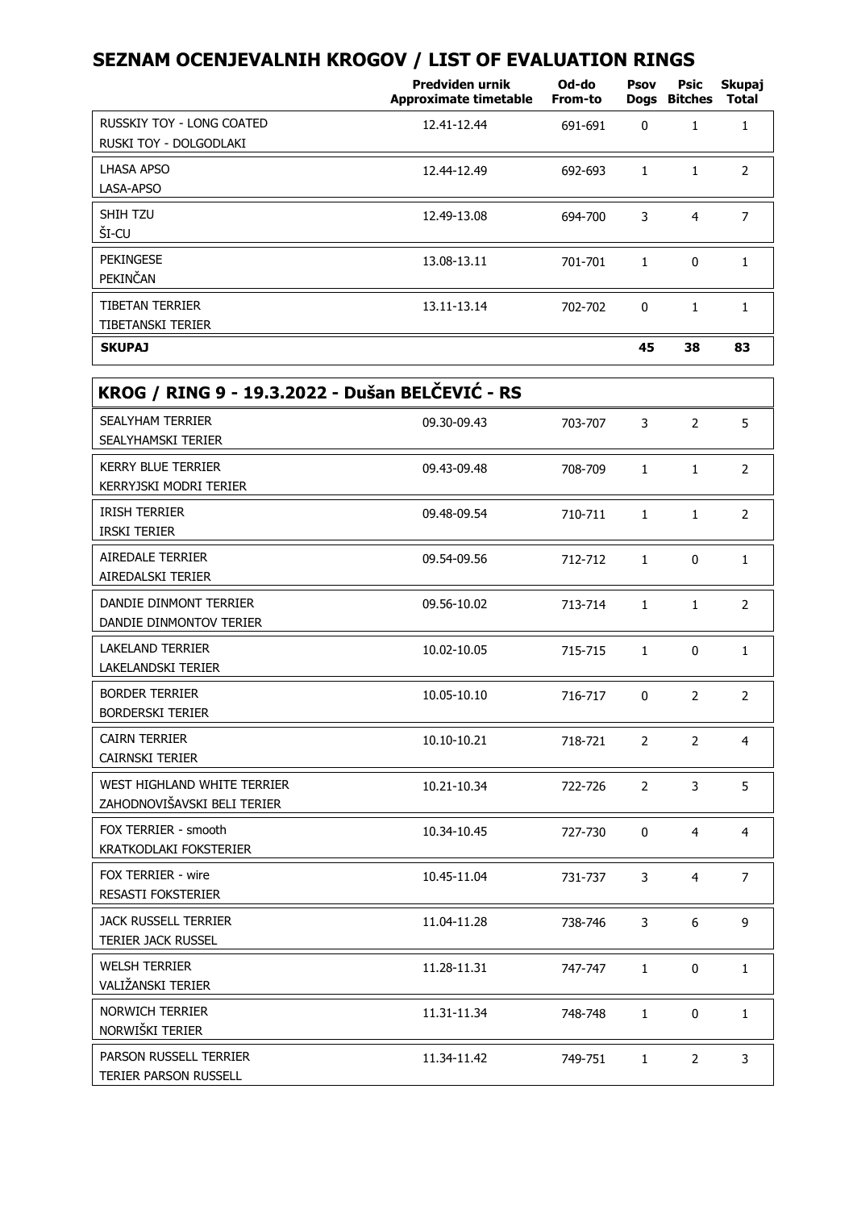# SEZNAM OCENJEVALNIH KROGOV / LIST OF EVALUATION RINGS

| | Predviden urnik Approximate timetable | Od-do From-to | Psov Dogs | Psic Bitches | Skupaj Total |
|---|---|---|---|---|---|
| RUSSKIY TOY - LONG COATED<br>RUSKI TOY - DOLGODLAKI | 12.41-12.44 | 691-691 | 0 | 1 | 1 |
| LHASA APSO<br>LASA-APSO | 12.44-12.49 | 692-693 | 1 | 1 | 2 |
| SHIH TZU<br>ŠI-CU | 12.49-13.08 | 694-700 | 3 | 4 | 7 |
| PEKINGESE<br>PEKINČAN | 13.08-13.11 | 701-701 | 1 | 0 | 1 |
| TIBETAN TERRIER<br>TIBETANSKI TERIER | 13.11-13.14 | 702-702 | 0 | 1 | 1 |
| **SKUPAJ** | | | **45** | **38** | **83** |

## KROG / RING 9 - 19.3.2022 - Dušan BELČEVIĆ - RS

| | Predviden urnik Approximate timetable | Od-do From-to | Psov Dogs | Psic Bitches | Skupaj Total |
|---|---|---|---|---|---|
| SEALYHAM TERRIER<br>SEALYHAMSKI TERIER | 09.30-09.43 | 703-707 | 3 | 2 | 5 |
| KERRY BLUE TERRIER<br>KERRYJSKI MODRI TERIER | 09.43-09.48 | 708-709 | 1 | 1 | 2 |
| IRISH TERRIER<br>IRSKI TERIER | 09.48-09.54 | 710-711 | 1 | 1 | 2 |
| AIREDALE TERRIER<br>AIREDALSKI TERIER | 09.54-09.56 | 712-712 | 1 | 0 | 1 |
| DANDIE DINMONT TERRIER<br>DANDIE DINMONTOV TERIER | 09.56-10.02 | 713-714 | 1 | 1 | 2 |
| LAKELAND TERRIER<br>LAKELANDSKI TERIER | 10.02-10.05 | 715-715 | 1 | 0 | 1 |
| BORDER TERRIER<br>BORDERSKI TERIER | 10.05-10.10 | 716-717 | 0 | 2 | 2 |
| CAIRN TERRIER<br>CAIRNSKI TERIER | 10.10-10.21 | 718-721 | 2 | 2 | 4 |
| WEST HIGHLAND WHITE TERRIER<br>ZAHODNOVIŠAVSKI BELI TERIER | 10.21-10.34 | 722-726 | 2 | 3 | 5 |
| FOX TERRIER - smooth<br>KRATKODLAKI FOKSTERIER | 10.34-10.45 | 727-730 | 0 | 4 | 4 |
| FOX TERRIER - wire<br>RESASTI FOKSTERIER | 10.45-11.04 | 731-737 | 3 | 4 | 7 |
| JACK RUSSELL TERRIER<br>TERIER JACK RUSSEL | 11.04-11.28 | 738-746 | 3 | 6 | 9 |
| WELSH TERRIER<br>VALIŽANSKI TERIER | 11.28-11.31 | 747-747 | 1 | 0 | 1 |
| NORWICH TERRIER<br>NORWIŠKI TERIER | 11.31-11.34 | 748-748 | 1 | 0 | 1 |
| PARSON RUSSELL TERRIER<br>TERIER PARSON RUSSELL | 11.34-11.42 | 749-751 | 1 | 2 | 3 |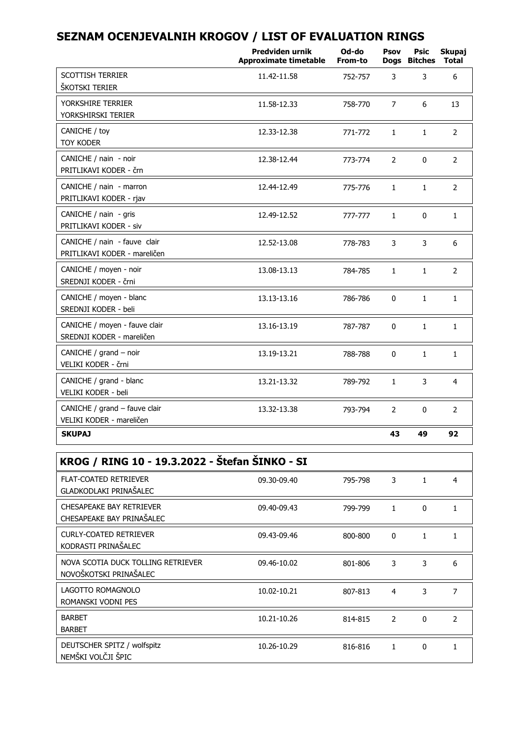## SEZNAM OCENJEVALNIH KROGOV / LIST OF EVALUATION RINGS

| | Predviden urnik Approximate timetable | Od-do From-to | Psov Dogs | Psic Bitches | Skupaj Total |
|---|---|---|---|---|---|
| SCOTTISH TERRIER<br>ŠKOTSKI TERIER | 11.42-11.58 | 752-757 | 3 | 3 | 6 |
| YORKSHIRE TERRIER<br>YORKSHIRSKI TERIER | 11.58-12.33 | 758-770 | 7 | 6 | 13 |
| CANICHE / toy<br>TOY KODER | 12.33-12.38 | 771-772 | 1 | 1 | 2 |
| CANICHE / nain - noir<br>PRITLIKAVI KODER - črn | 12.38-12.44 | 773-774 | 2 | 0 | 2 |
| CANICHE / nain - marron<br>PRITLIKAVI KODER - rjav | 12.44-12.49 | 775-776 | 1 | 1 | 2 |
| CANICHE / nain - gris<br>PRITLIKAVI KODER - siv | 12.49-12.52 | 777-777 | 1 | 0 | 1 |
| CANICHE / nain - fauve clair<br>PRITLIKAVI KODER - mareličen | 12.52-13.08 | 778-783 | 3 | 3 | 6 |
| CANICHE / moyen - noir<br>SREDNJI KODER - črni | 13.08-13.13 | 784-785 | 1 | 1 | 2 |
| CANICHE / moyen - blanc<br>SREDNJI KODER - beli | 13.13-13.16 | 786-786 | 0 | 1 | 1 |
| CANICHE / moyen - fauve clair<br>SREDNJI KODER - mareličen | 13.16-13.19 | 787-787 | 0 | 1 | 1 |
| CANICHE / grand – noir<br>VELIKI KODER - črni | 13.19-13.21 | 788-788 | 0 | 1 | 1 |
| CANICHE / grand - blanc<br>VELIKI KODER - beli | 13.21-13.32 | 789-792 | 1 | 3 | 4 |
| CANICHE / grand – fauve clair<br>VELIKI KODER - mareličen | 13.32-13.38 | 793-794 | 2 | 0 | 2 |
| **SKUPAJ** | | | **43** | **49** | **92** |

## KROG / RING 10 - 19.3.2022 - Štefan ŠINKO - SI

| | | | | | |
|---|---|---|---|---|---|
| FLAT-COATED RETRIEVER<br>GLADKODLAKI PRINAŠALEC | 09.30-09.40 | 795-798 | 3 | 1 | 4 |
| CHESAPEAKE BAY RETRIEVER<br>CHESAPEAKE BAY PRINAŠALEC | 09.40-09.43 | 799-799 | 1 | 0 | 1 |
| CURLY-COATED RETRIEVER<br>KODRASTI PRINAŠALEC | 09.43-09.46 | 800-800 | 0 | 1 | 1 |
| NOVA SCOTIA DUCK TOLLING RETRIEVER<br>NOVOŠKOTSKI PRINAŠALEC | 09.46-10.02 | 801-806 | 3 | 3 | 6 |
| LAGOTTO ROMAGNOLO<br>ROMANSKI VODNI PES | 10.02-10.21 | 807-813 | 4 | 3 | 7 |
| BARBET<br>BARBET | 10.21-10.26 | 814-815 | 2 | 0 | 2 |
| DEUTSCHER SPITZ / wolfspitz<br>NEMŠKI VOLČJI ŠPIC | 10.26-10.29 | 816-816 | 1 | 0 | 1 |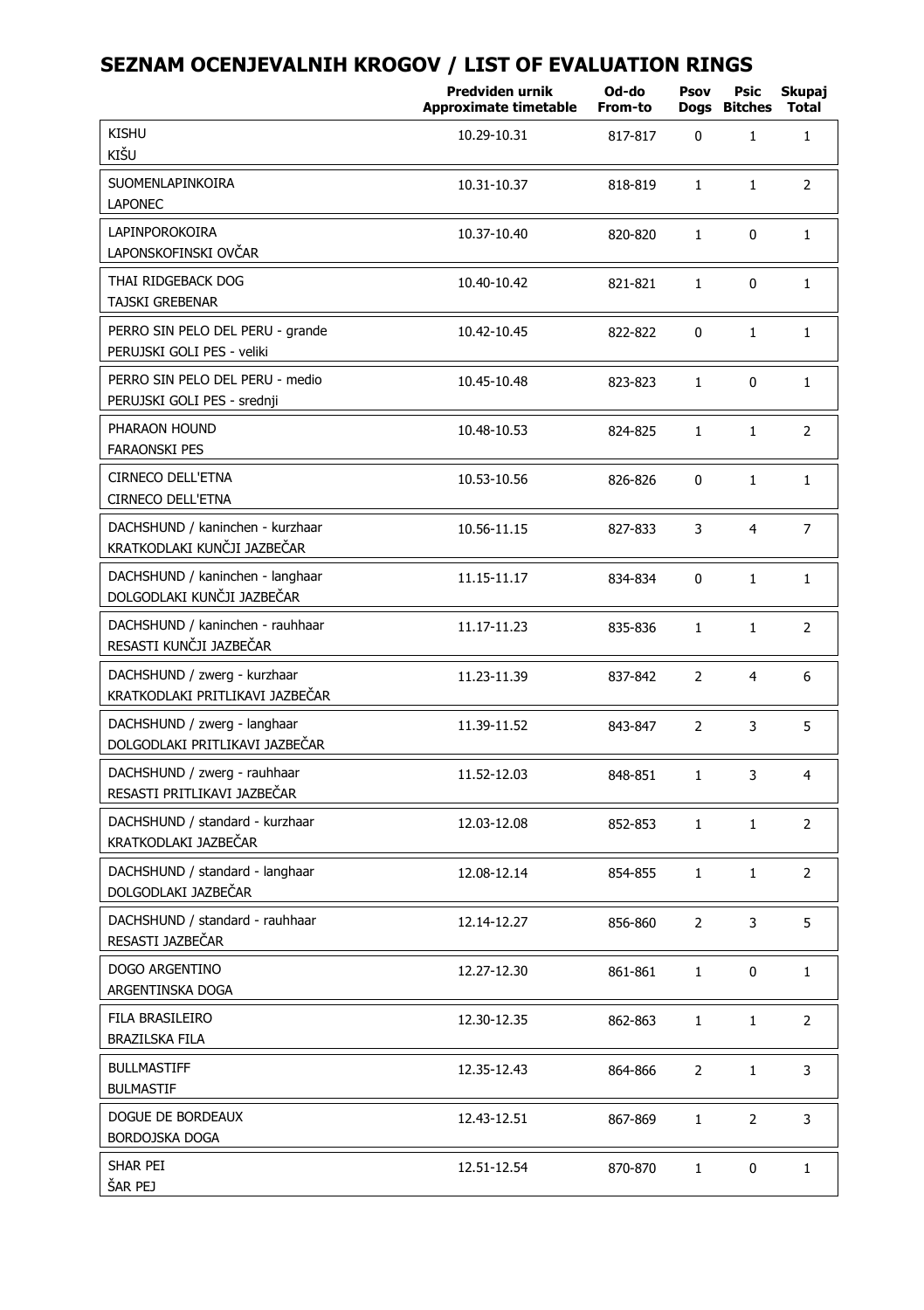# SEZNAM OCENJEVALNIH KROGOV / LIST OF EVALUATION RINGS

| | Predviden urnik Approximate timetable | Od-do From-to | Psov Dogs | Psic Bitches | Skupaj Total |
|---|---|---|---|---|---|
| KISHU<br>KIŠU | 10.29-10.31 | 817-817 | 0 | 1 | 1 |
| SUOMENLAPINKOIRA<br>LAPONEC | 10.31-10.37 | 818-819 | 1 | 1 | 2 |
| LAPINPOROKOIRA<br>LAPONSKOFINSKI OVČAR | 10.37-10.40 | 820-820 | 1 | 0 | 1 |
| THAI RIDGEBACK DOG<br>TAJSKI GREBENAR | 10.40-10.42 | 821-821 | 1 | 0 | 1 |
| PERRO SIN PELO DEL PERU - grande<br>PERUJSKI GOLI PES - veliki | 10.42-10.45 | 822-822 | 0 | 1 | 1 |
| PERRO SIN PELO DEL PERU - medio<br>PERUJSKI GOLI PES - srednji | 10.45-10.48 | 823-823 | 1 | 0 | 1 |
| PHARAON HOUND<br>FARAONSKI PES | 10.48-10.53 | 824-825 | 1 | 1 | 2 |
| CIRNECO DELL'ETNA<br>CIRNECO DELL'ETNA | 10.53-10.56 | 826-826 | 0 | 1 | 1 |
| DACHSHUND / kaninchen - kurzhaar<br>KRATKODLAKI KUNČJI JAZBEČAR | 10.56-11.15 | 827-833 | 3 | 4 | 7 |
| DACHSHUND / kaninchen - langhaar<br>DOLGODLAKI KUNČJI JAZBEČAR | 11.15-11.17 | 834-834 | 0 | 1 | 1 |
| DACHSHUND / kaninchen - rauhhaar<br>RESASTI KUNČJI JAZBEČAR | 11.17-11.23 | 835-836 | 1 | 1 | 2 |
| DACHSHUND / zwerg - kurzhaar<br>KRATKODLAKI PRITLIKAVI JAZBEČAR | 11.23-11.39 | 837-842 | 2 | 4 | 6 |
| DACHSHUND / zwerg - langhaar<br>DOLGODLAKI PRITLIKAVI JAZBEČAR | 11.39-11.52 | 843-847 | 2 | 3 | 5 |
| DACHSHUND / zwerg - rauhhaar<br>RESASTI PRITLIKAVI JAZBEČAR | 11.52-12.03 | 848-851 | 1 | 3 | 4 |
| DACHSHUND / standard - kurzhaar<br>KRATKODLAKI JAZBEČAR | 12.03-12.08 | 852-853 | 1 | 1 | 2 |
| DACHSHUND / standard - langhaar<br>DOLGODLAKI JAZBEČAR | 12.08-12.14 | 854-855 | 1 | 1 | 2 |
| DACHSHUND / standard - rauhhaar<br>RESASTI JAZBEČAR | 12.14-12.27 | 856-860 | 2 | 3 | 5 |
| DOGO ARGENTINO<br>ARGENTINSKA DOGA | 12.27-12.30 | 861-861 | 1 | 0 | 1 |
| FILA BRASILEIRO<br>BRAZILSKA FILA | 12.30-12.35 | 862-863 | 1 | 1 | 2 |
| BULLMASTIFF<br>BULMASTIF | 12.35-12.43 | 864-866 | 2 | 1 | 3 |
| DOGUE DE BORDEAUX<br>BORDOJSKA DOGA | 12.43-12.51 | 867-869 | 1 | 2 | 3 |
| SHAR PEI<br>ŠAR PEJ | 12.51-12.54 | 870-870 | 1 | 0 | 1 |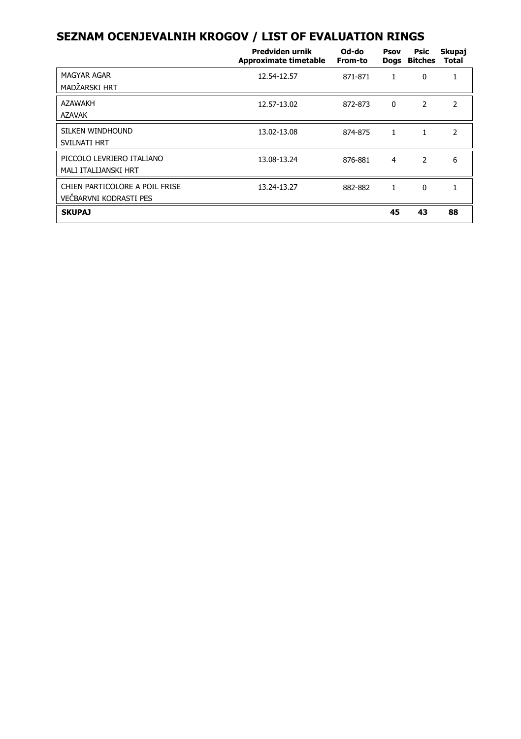## SEZNAM OCENJEVALNIH KROGOV / LIST OF EVALUATION RINGS

| | Predviden urnik Approximate timetable | Od-do From-to | Psov Dogs | Psic Bitches | Skupaj Total |
|---|---|---|---|---|---|
| MAGYAR AGAR<br>MADŽARSKI HRT | 12.54-12.57 | 871-871 | 1 | 0 | 1 |
| AZAWAKH<br>AZAVAK | 12.57-13.02 | 872-873 | 0 | 2 | 2 |
| SILKEN WINDHOUND<br>SVILNATI HRT | 13.02-13.08 | 874-875 | 1 | 1 | 2 |
| PICCOLO LEVRIERO ITALIANO<br>MALI ITALIJANSKI HRT | 13.08-13.24 | 876-881 | 4 | 2 | 6 |
| CHIEN PARTICOLORE A POIL FRISE<br>VEČBARVNI KODRASTI PES | 13.24-13.27 | 882-882 | 1 | 0 | 1 |
| **SKUPAJ** | | | **45** | **43** | **88** |